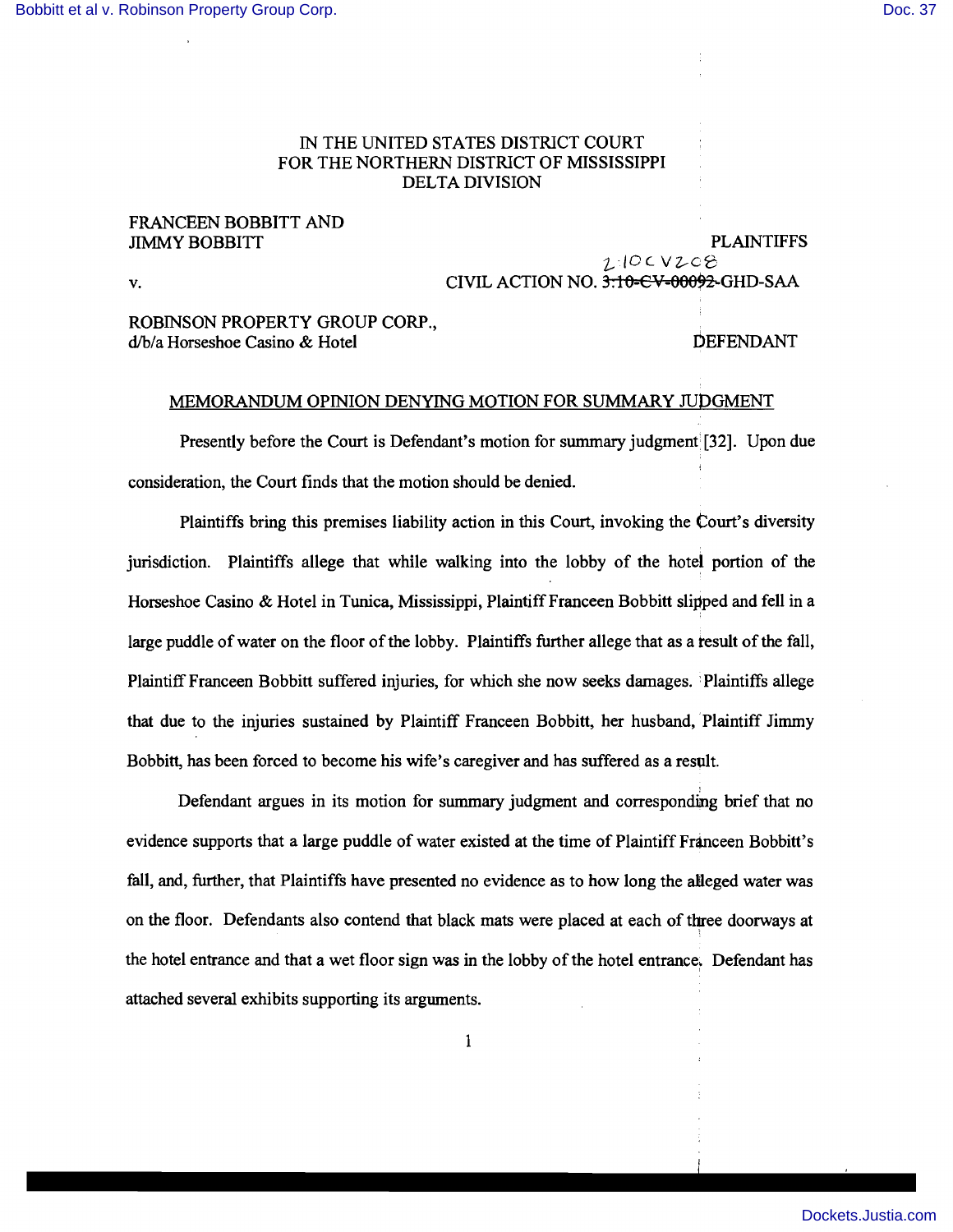IN THE UNITED STATES DISTRICT COURT
FOR THE NORTHERN DISTRICT OF MISSISSIPPI
DELTA DIVISION

FRANCEEN BOBBITT AND
JIMMY BOBBITT PLAINTIFFS

v. CIVIL ACTION NO. 2:10CV208-GHD-SAA

ROBINSON PROPERTY GROUP CORP.,
d/b/a Horseshoe Casino & Hotel DEFENDANT

## MEMORANDUM OPINION DENYING MOTION FOR SUMMARY JUDGMENT

Presently before the Court is Defendant's motion for summary judgment [32]. Upon due consideration, the Court finds that the motion should be denied.

Plaintiffs bring this premises liability action in this Court, invoking the Court's diversity jurisdiction. Plaintiffs allege that while walking into the lobby of the hotel portion of the Horseshoe Casino & Hotel in Tunica, Mississippi, Plaintiff Franceen Bobbitt slipped and fell in a large puddle of water on the floor of the lobby. Plaintiffs further allege that as a result of the fall, Plaintiff Franceen Bobbitt suffered injuries, for which she now seeks damages. Plaintiffs allege that due to the injuries sustained by Plaintiff Franceen Bobbitt, her husband, Plaintiff Jimmy Bobbitt, has been forced to become his wife's caregiver and has suffered as a result.

Defendant argues in its motion for summary judgment and corresponding brief that no evidence supports that a large puddle of water existed at the time of Plaintiff Franceen Bobbitt's fall, and, further, that Plaintiffs have presented no evidence as to how long the alleged water was on the floor. Defendants also contend that black mats were placed at each of three doorways at the hotel entrance and that a wet floor sign was in the lobby of the hotel entrance. Defendant has attached several exhibits supporting its arguments.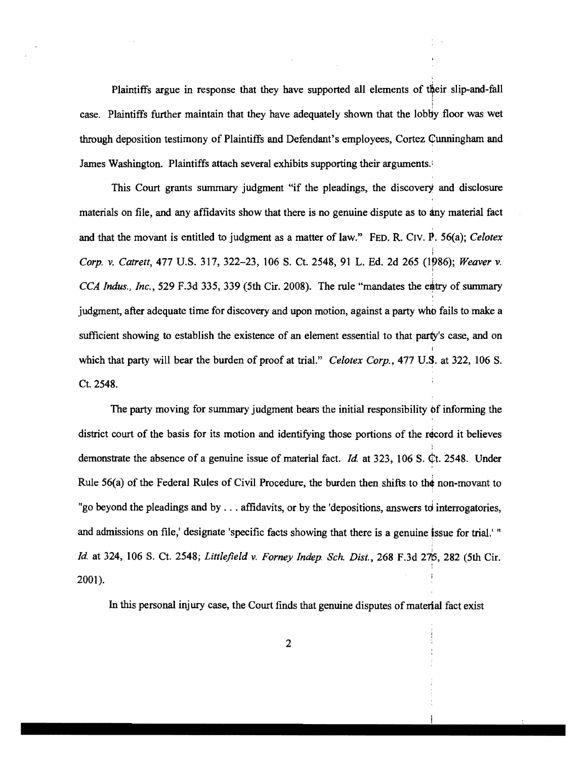Plaintiffs argue in response that they have supported all elements of their slip-and-fall case. Plaintiffs further maintain that they have adequately shown that the lobby floor was wet through deposition testimony of Plaintiffs and Defendant's employees, Cortez Cunningham and James Washington. Plaintiffs attach several exhibits supporting their arguments.

This Court grants summary judgment "if the pleadings, the discovery and disclosure materials on file, and any affidavits show that there is no genuine dispute as to any material fact and that the movant is entitled to judgment as a matter of law." FED. R. CIV. P. 56(a); *Celotex Corp. v. Catrett*, 477 U.S. 317, 322–23, 106 S. Ct. 2548, 91 L. Ed. 2d 265 (1986); *Weaver v. CCA Indus., Inc.*, 529 F.3d 335, 339 (5th Cir. 2008). The rule "mandates the entry of summary judgment, after adequate time for discovery and upon motion, against a party who fails to make a sufficient showing to establish the existence of an element essential to that party's case, and on which that party will bear the burden of proof at trial." *Celotex Corp.*, 477 U.S. at 322, 106 S. Ct. 2548.

The party moving for summary judgment bears the initial responsibility of informing the district court of the basis for its motion and identifying those portions of the record it believes demonstrate the absence of a genuine issue of material fact. *Id.* at 323, 106 S. Ct. 2548. Under Rule 56(a) of the Federal Rules of Civil Procedure, the burden then shifts to the non-movant to "go beyond the pleadings and by . . . affidavits, or by the 'depositions, answers to interrogatories, and admissions on file,' designate 'specific facts showing that there is a genuine issue for trial.' " *Id.* at 324, 106 S. Ct. 2548; *Littlefield v. Forney Indep. Sch. Dist.*, 268 F.3d 275, 282 (5th Cir. 2001).

In this personal injury case, the Court finds that genuine disputes of material fact exist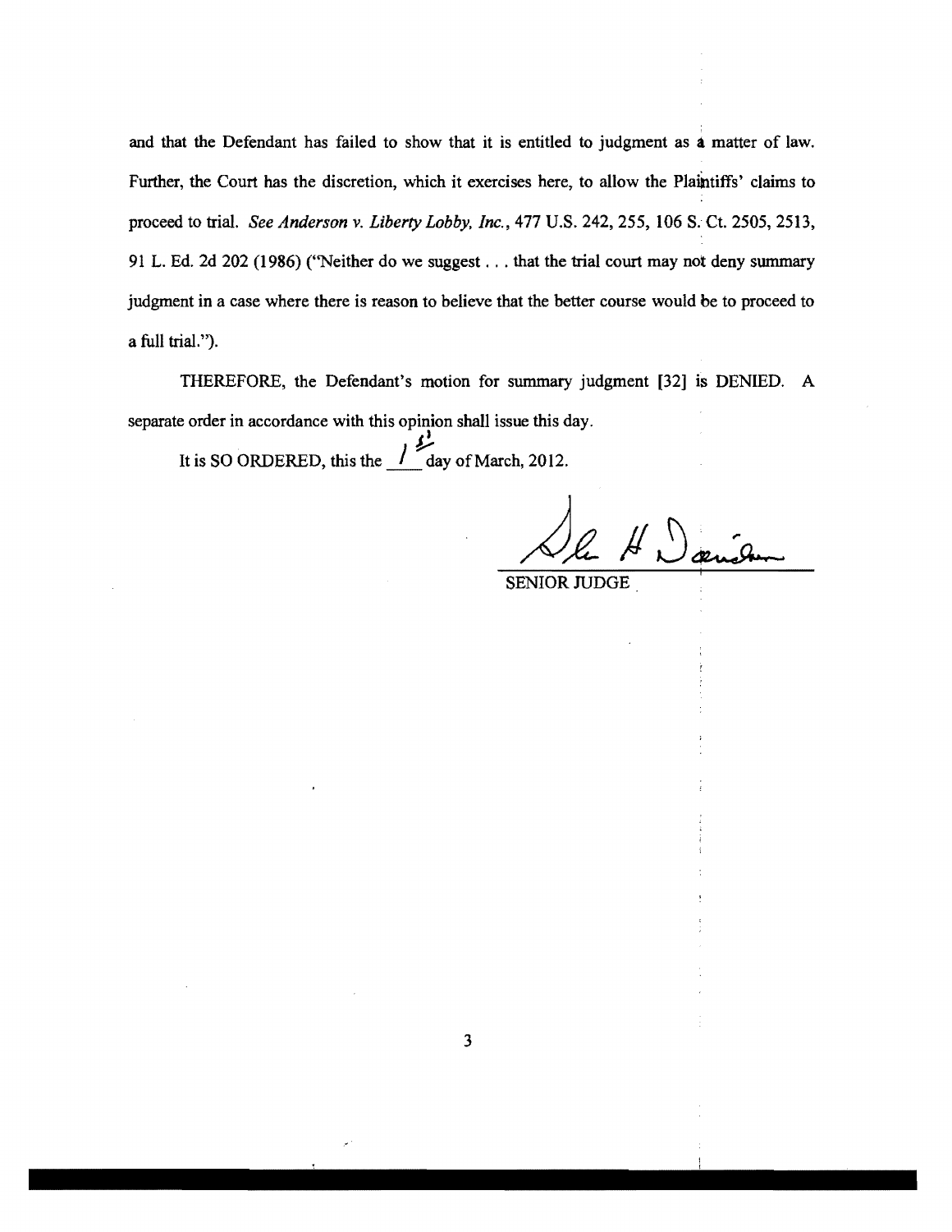and that the Defendant has failed to show that it is entitled to judgment as a matter of law. Further, the Court has the discretion, which it exercises here, to allow the Plaintiffs' claims to proceed to trial. *See Anderson v. Liberty Lobby, Inc.*, 477 U.S. 242, 255, 106 S. Ct. 2505, 2513, 91 L. Ed. 2d 202 (1986) ("Neither do we suggest . . . that the trial court may not deny summary judgment in a case where there is reason to believe that the better course would be to proceed to a full trial.").

THEREFORE, the Defendant's motion for summary judgment [32] is DENIED. A separate order in accordance with this opinion shall issue this day.

It is SO ORDERED, this the 1st day of March, 2012.

SENIOR JUDGE